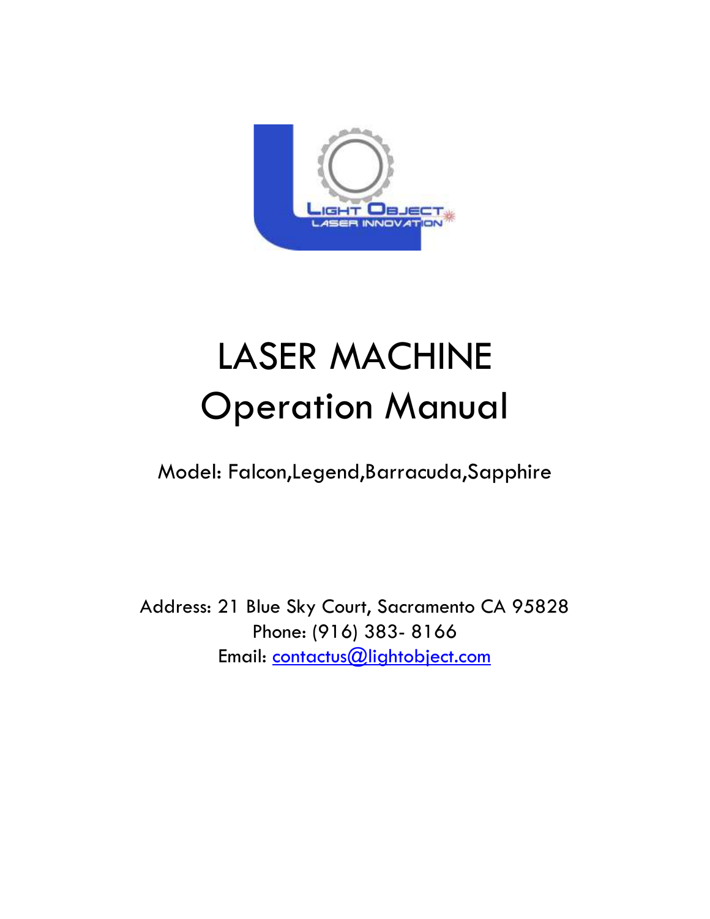# LASER MACHINE
# Operation Manual

Model: Falcon,Legend,Barracuda,Sapphire

Address: 21 Blue Sky Court, Sacramento CA 95828
Phone: (916) 383- 8166
Email: contactus@lightobject.com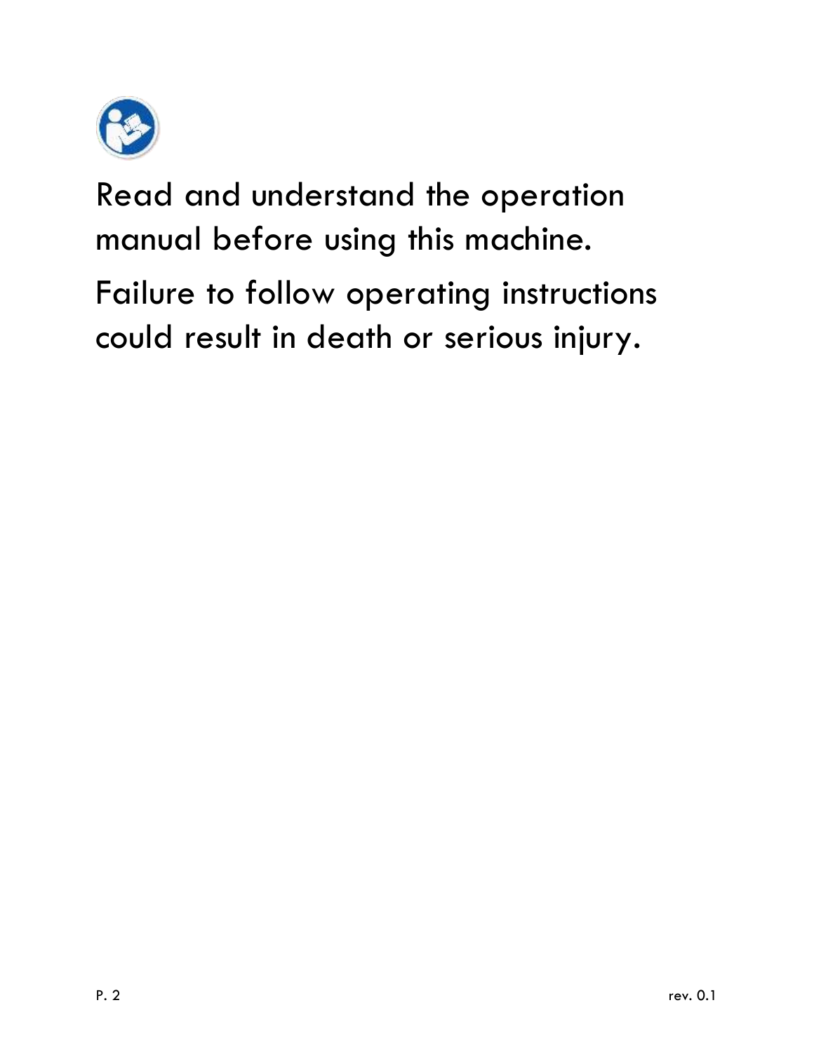Read and understand the operation manual before using this machine.

Failure to follow operating instructions could result in death or serious injury.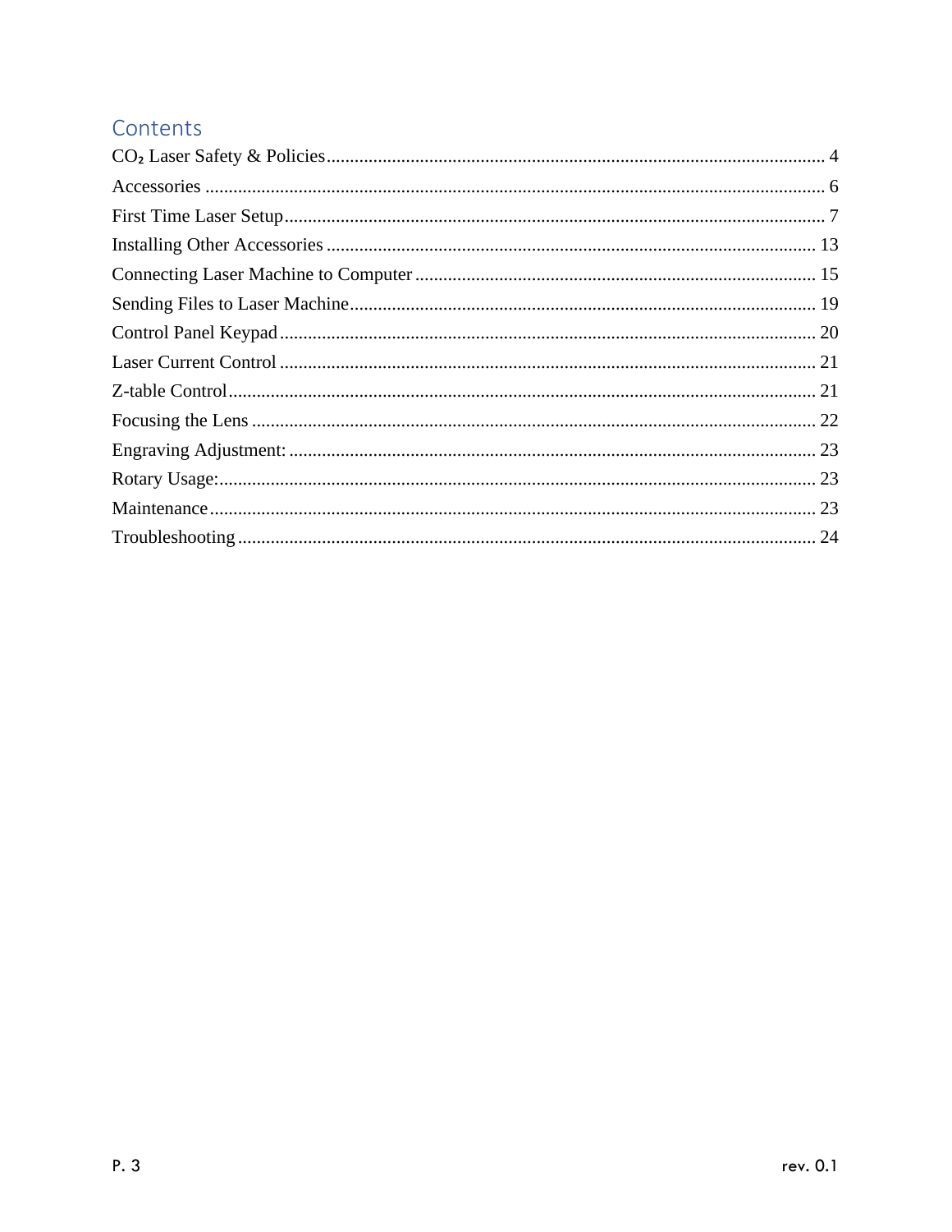# Contents

| | |
|---|---|
| $CO_2$ Laser Safety & Policies | 4 |
| Accessories | 6 |
| First Time Laser Setup | 7 |
| Installing Other Accessories | 13 |
| Connecting Laser Machine to Computer | 15 |
| Sending Files to Laser Machine | 19 |
| Control Panel Keypad | 20 |
| Laser Current Control | 21 |
| Z-table Control | 21 |
| Focusing the Lens | 22 |
| Engraving Adjustment: | 23 |
| Rotary Usage: | 23 |
| Maintenance | 23 |
| Troubleshooting | 24 |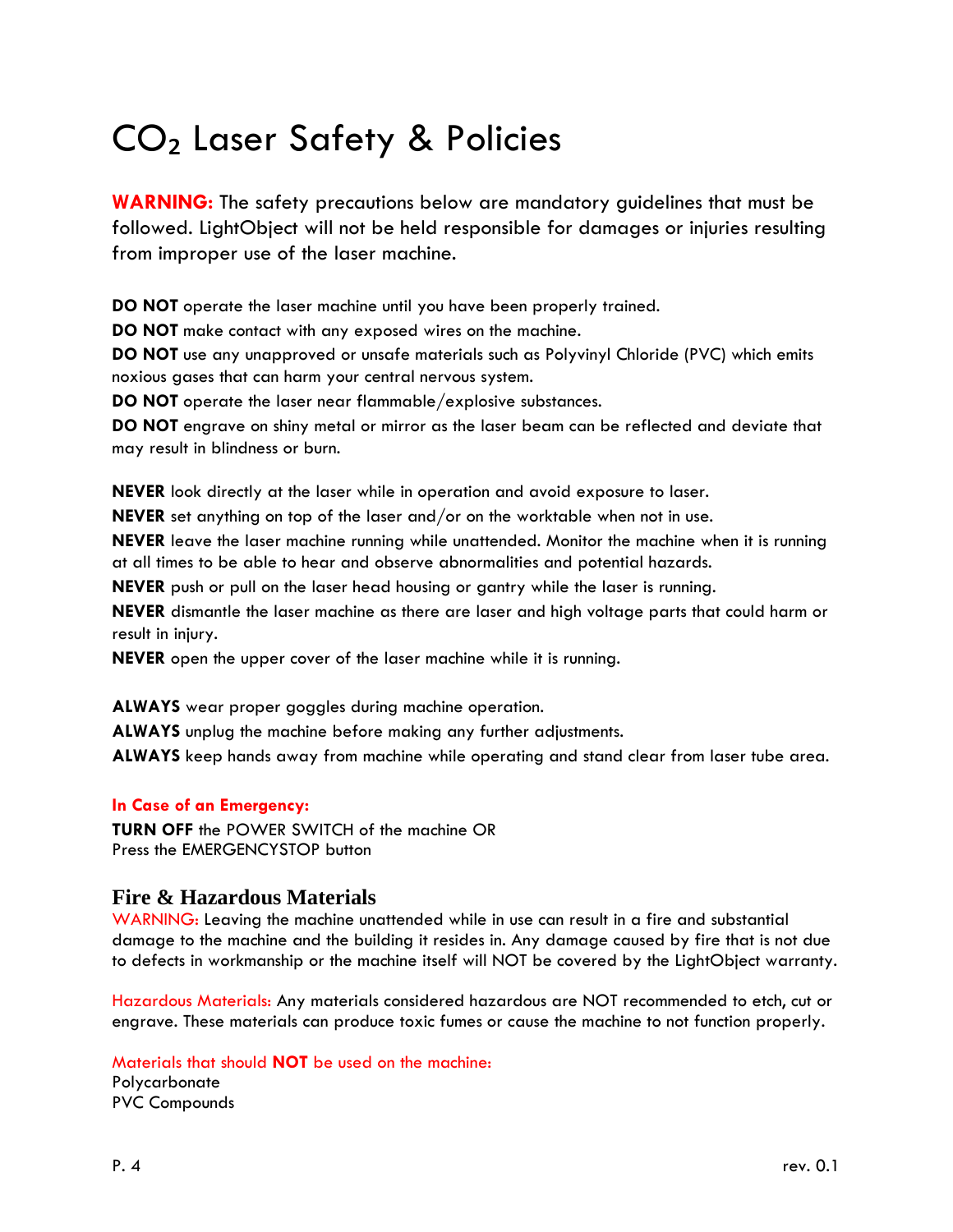# $CO_2$ Laser Safety & Policies

**WARNING:** The safety precautions below are mandatory guidelines that must be followed. LightObject will not be held responsible for damages or injuries resulting from improper use of the laser machine.

**DO NOT** operate the laser machine until you have been properly trained.

**DO NOT** make contact with any exposed wires on the machine.

**DO NOT** use any unapproved or unsafe materials such as Polyvinyl Chloride (PVC) which emits noxious gases that can harm your central nervous system.

**DO NOT** operate the laser near flammable/explosive substances.

**DO NOT** engrave on shiny metal or mirror as the laser beam can be reflected and deviate that may result in blindness or burn.

**NEVER** look directly at the laser while in operation and avoid exposure to laser.

**NEVER** set anything on top of the laser and/or on the worktable when not in use.

**NEVER** leave the laser machine running while unattended. Monitor the machine when it is running at all times to be able to hear and observe abnormalities and potential hazards.

**NEVER** push or pull on the laser head housing or gantry while the laser is running.

**NEVER** dismantle the laser machine as there are laser and high voltage parts that could harm or result in injury.

**NEVER** open the upper cover of the laser machine while it is running.

**ALWAYS** wear proper goggles during machine operation.

**ALWAYS** unplug the machine before making any further adjustments.

**ALWAYS** keep hands away from machine while operating and stand clear from laser tube area.

**In Case of an Emergency:**

**TURN OFF** the POWER SWITCH of the machine OR
Press the EMERGENCYSTOP button

## Fire & Hazardous Materials

WARNING: Leaving the machine unattended while in use can result in a fire and substantial damage to the machine and the building it resides in. Any damage caused by fire that is not due to defects in workmanship or the machine itself will NOT be covered by the LightObject warranty.

Hazardous Materials: Any materials considered hazardous are NOT recommended to etch, cut or engrave. These materials can produce toxic fumes or cause the machine to not function properly.

Materials that should **NOT** be used on the machine:
Polycarbonate
PVC Compounds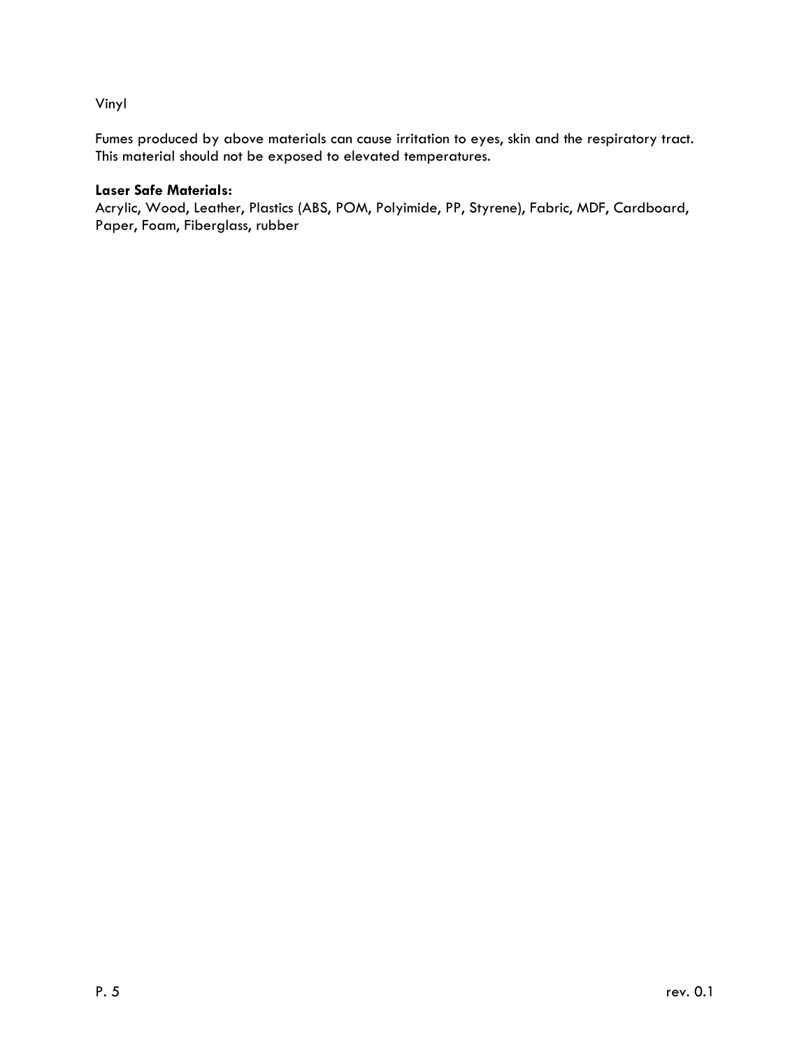Vinyl

Fumes produced by above materials can cause irritation to eyes, skin and the respiratory tract. This material should not be exposed to elevated temperatures.

**Laser Safe Materials:**
Acrylic, Wood, Leather, Plastics (ABS, POM, Polyimide, PP, Styrene), Fabric, MDF, Cardboard, Paper, Foam, Fiberglass, rubber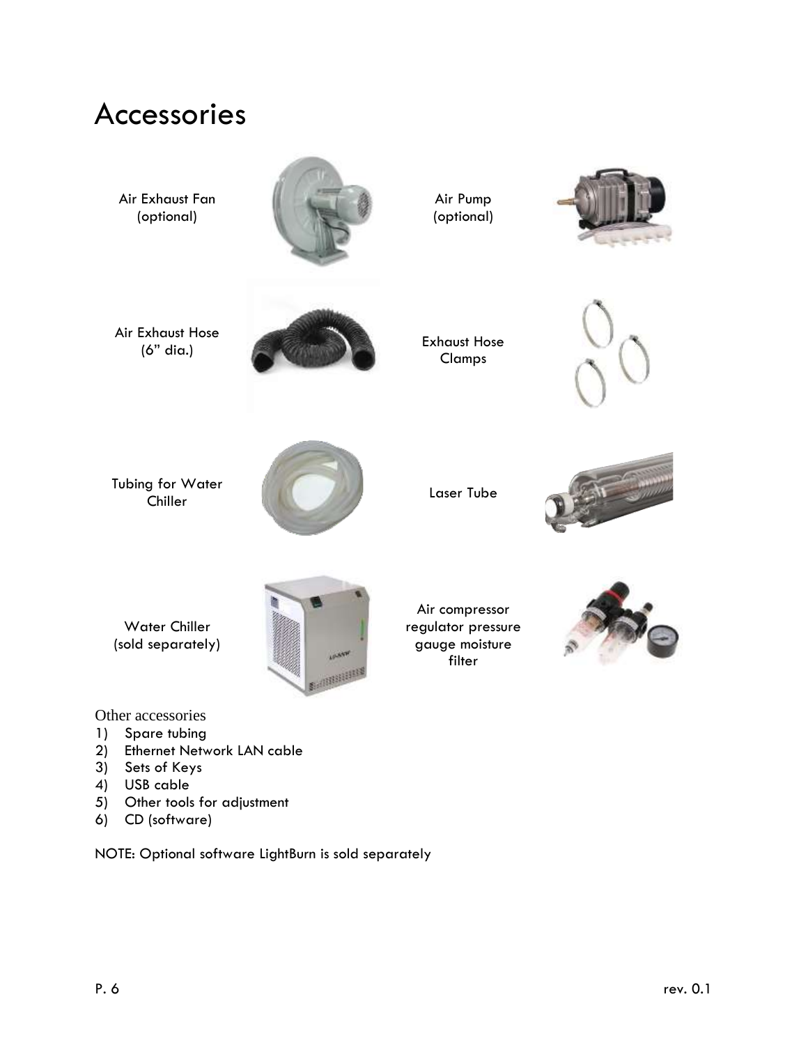# Accessories

Air Exhaust Fan (optional)

Air Pump (optional)

Air Exhaust Hose (6" dia.)

Exhaust Hose Clamps

Tubing for Water Chiller

Laser Tube

Water Chiller (sold separately)

Air compressor regulator pressure gauge moisture filter

Other accessories

1) Spare tubing
2) Ethernet Network LAN cable
3) Sets of Keys
4) USB cable
5) Other tools for adjustment
6) CD (software)

NOTE: Optional software LightBurn is sold separately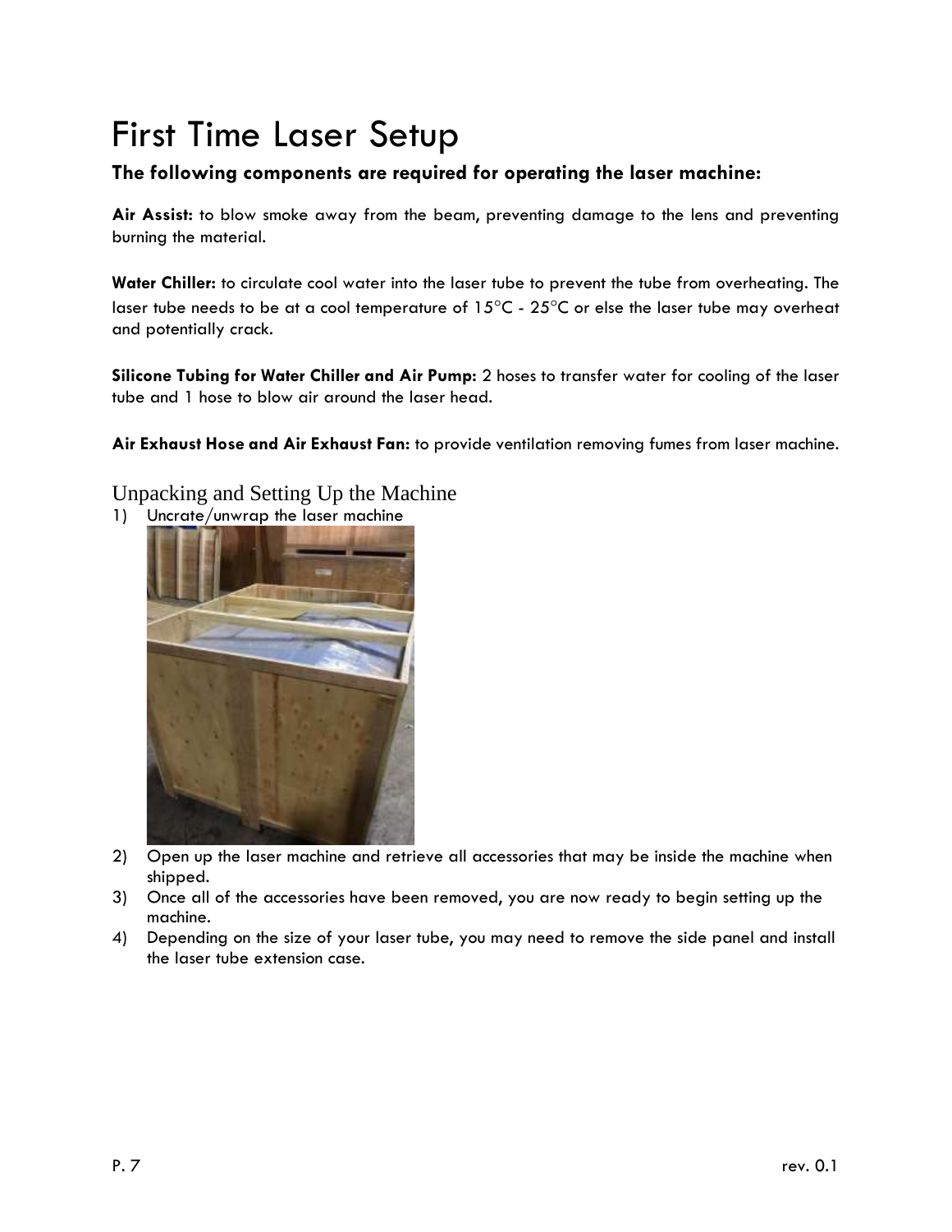# First Time Laser Setup

### The following components are required for operating the laser machine:

**Air Assist:** to blow smoke away from the beam, preventing damage to the lens and preventing burning the material.

**Water Chiller:** to circulate cool water into the laser tube to prevent the tube from overheating. The laser tube needs to be at a cool temperature of 15°C - 25°C or else the laser tube may overheat and potentially crack.

**Silicone Tubing for Water Chiller and Air Pump:** 2 hoses to transfer water for cooling of the laser tube and 1 hose to blow air around the laser head.

**Air Exhaust Hose and Air Exhaust Fan:** to provide ventilation removing fumes from laser machine.

## Unpacking and Setting Up the Machine

1) Uncrate/unwrap the laser machine
2) Open up the laser machine and retrieve all accessories that may be inside the machine when shipped.
3) Once all of the accessories have been removed, you are now ready to begin setting up the machine.
4) Depending on the size of your laser tube, you may need to remove the side panel and install the laser tube extension case.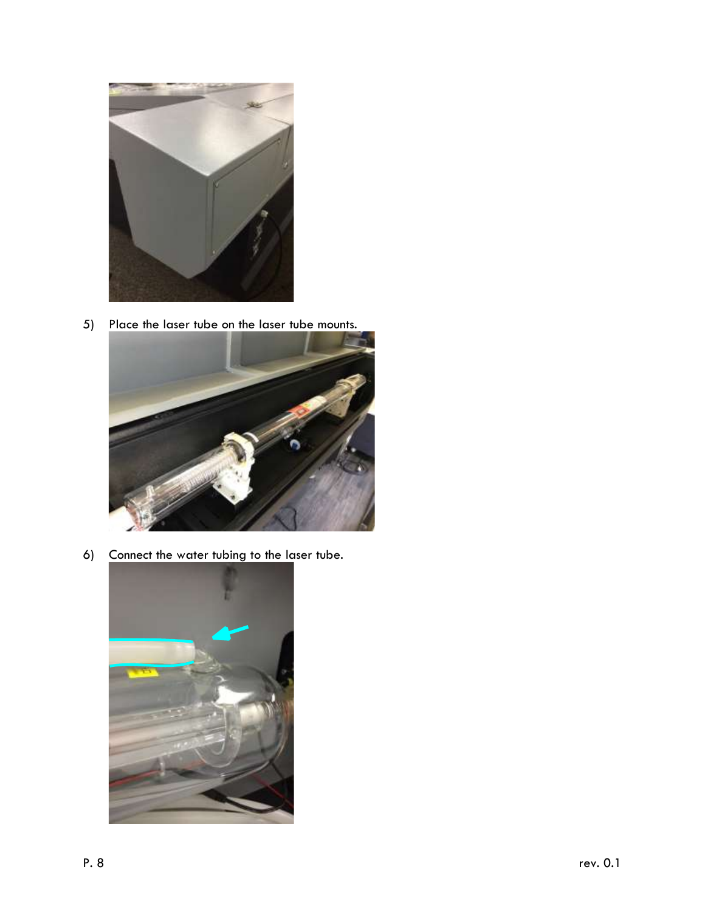5) Place the laser tube on the laser tube mounts.

6) Connect the water tubing to the laser tube.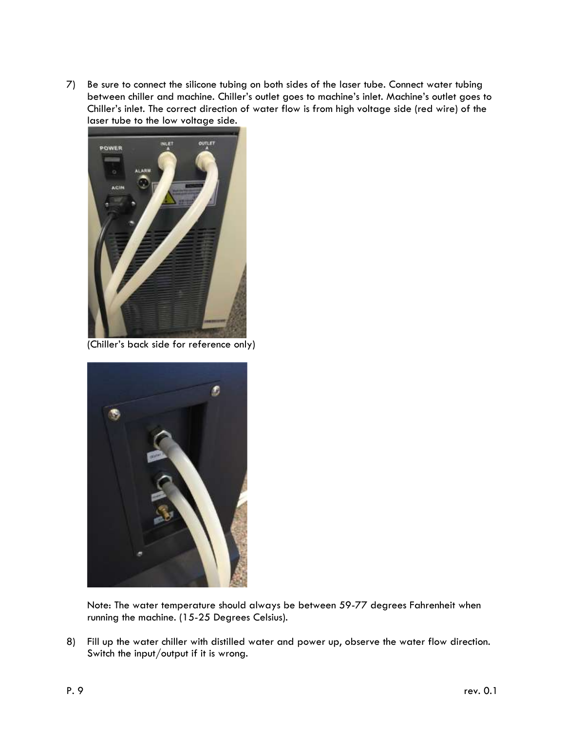7) Be sure to connect the silicone tubing on both sides of the laser tube. Connect water tubing between chiller and machine. Chiller's outlet goes to machine's inlet. Machine's outlet goes to Chiller's inlet. The correct direction of water flow is from high voltage side (red wire) of the laser tube to the low voltage side.

   (Chiller's back side for reference only)

   Note: The water temperature should always be between 59-77 degrees Fahrenheit when running the machine. (15-25 Degrees Celsius).

8) Fill up the water chiller with distilled water and power up, observe the water flow direction. Switch the input/output if it is wrong.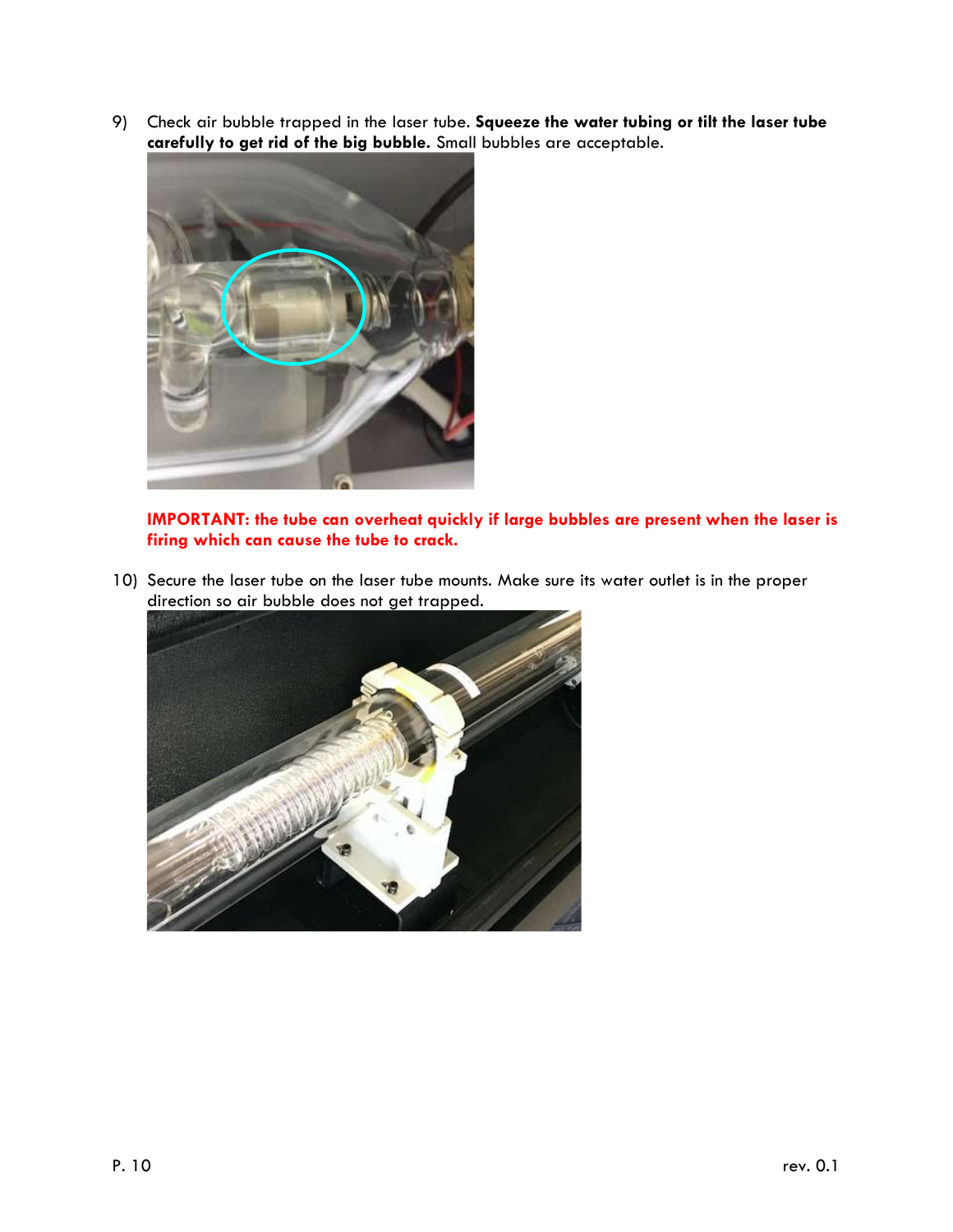9) Check air bubble trapped in the laser tube. **Squeeze the water tubing or tilt the laser tube carefully to get rid of the big bubble.** Small bubbles are acceptable.

**IMPORTANT: the tube can overheat quickly if large bubbles are present when the laser is firing which can cause the tube to crack.**

10) Secure the laser tube on the laser tube mounts. Make sure its water outlet is in the proper direction so air bubble does not get trapped.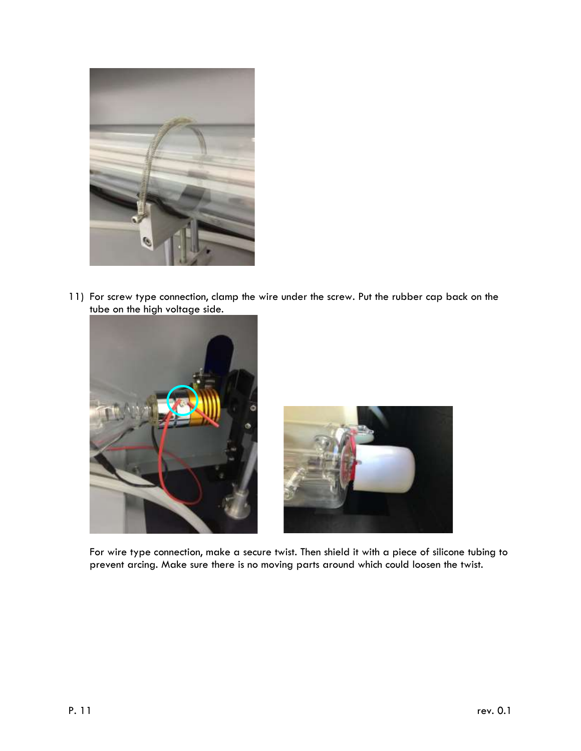11) For screw type connection, clamp the wire under the screw. Put the rubber cap back on the tube on the high voltage side.

For wire type connection, make a secure twist. Then shield it with a piece of silicone tubing to prevent arcing. Make sure there is no moving parts around which could loosen the twist.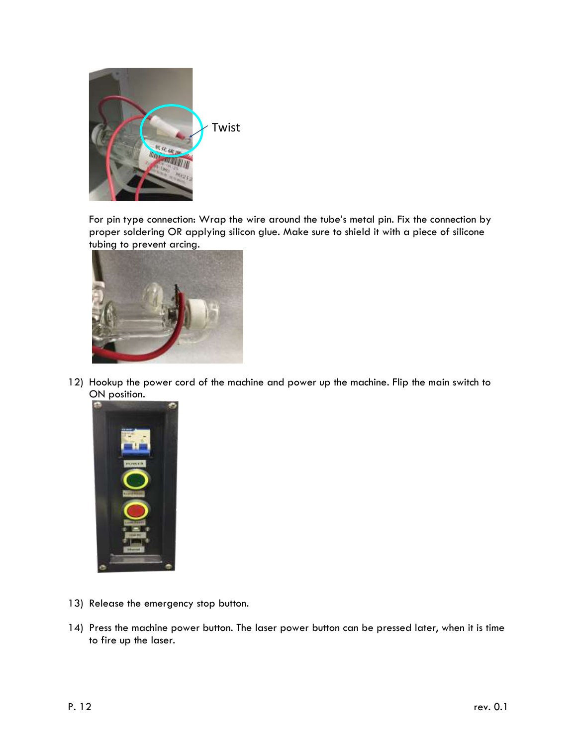Twist

For pin type connection: Wrap the wire around the tube's metal pin. Fix the connection by proper soldering OR applying silicon glue. Make sure to shield it with a piece of silicone tubing to prevent arcing.

12) Hookup the power cord of the machine and power up the machine. Flip the main switch to ON position.

13) Release the emergency stop button.

14) Press the machine power button. The laser power button can be pressed later, when it is time to fire up the laser.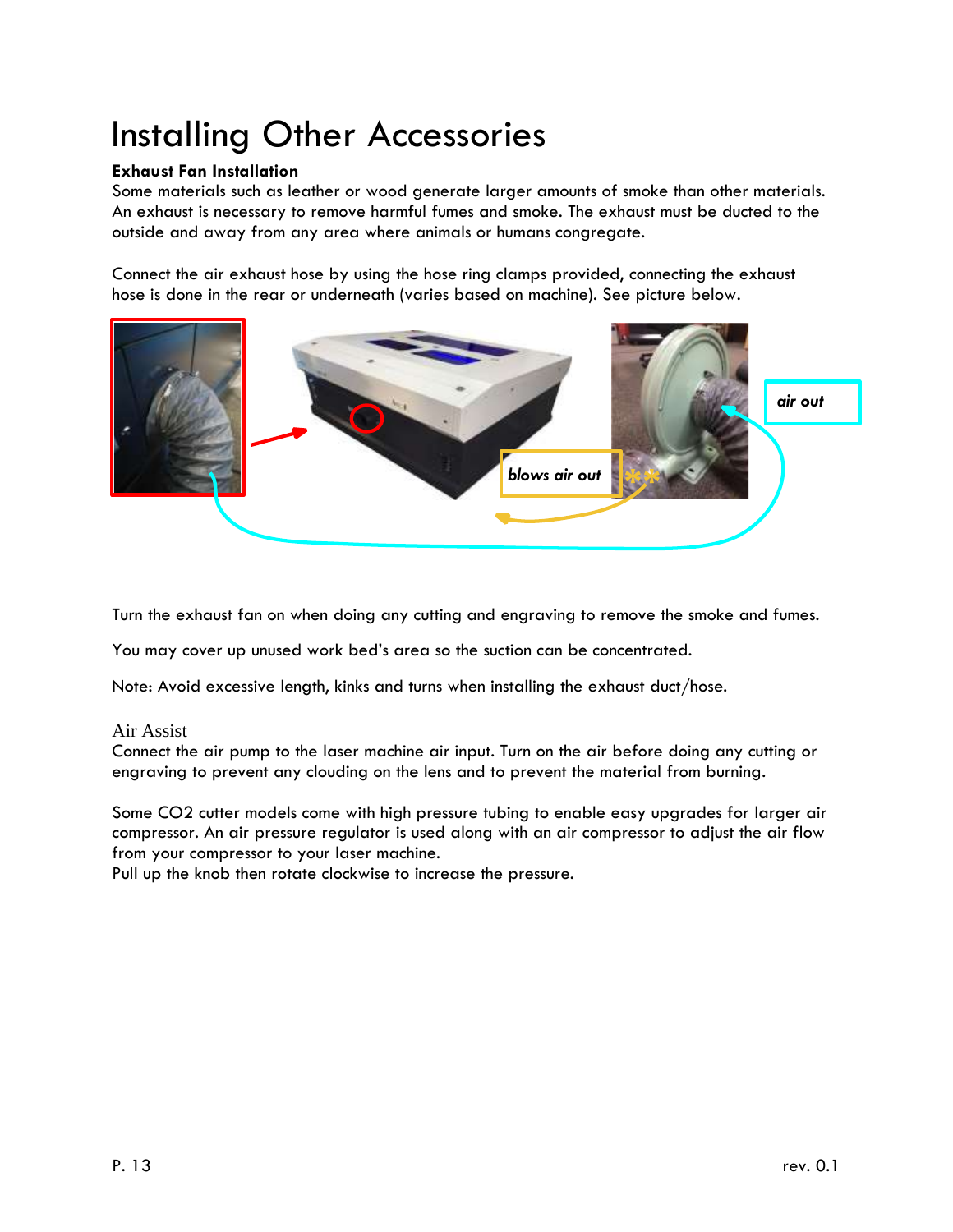# Installing Other Accessories

**Exhaust Fan Installation**

Some materials such as leather or wood generate larger amounts of smoke than other materials. An exhaust is necessary to remove harmful fumes and smoke. The exhaust must be ducted to the outside and away from any area where animals or humans congregate.

Connect the air exhaust hose by using the hose ring clamps provided, connecting the exhaust hose is done in the rear or underneath (varies based on machine). See picture below.

*air out*

*blows air out*

Turn the exhaust fan on when doing any cutting and engraving to remove the smoke and fumes.

You may cover up unused work bed's area so the suction can be concentrated.

Note: Avoid excessive length, kinks and turns when installing the exhaust duct/hose.

## Air Assist

Connect the air pump to the laser machine air input. Turn on the air before doing any cutting or engraving to prevent any clouding on the lens and to prevent the material from burning.

Some $CO_2$ cutter models come with high pressure tubing to enable easy upgrades for larger air compressor. An air pressure regulator is used along with an air compressor to adjust the air flow from your compressor to your laser machine.
Pull up the knob then rotate clockwise to increase the pressure.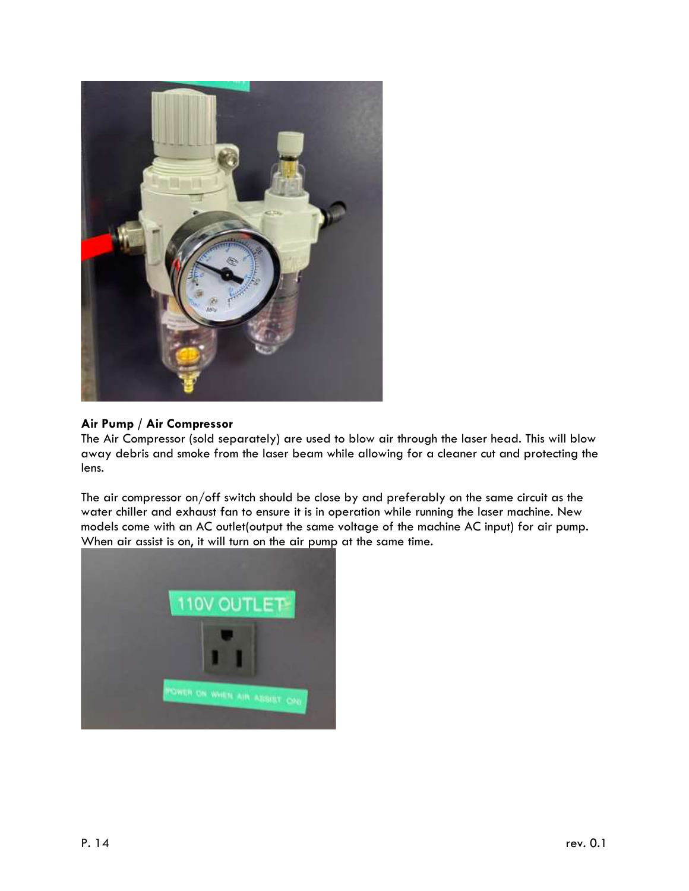**Air Pump / Air Compressor**

The Air Compressor (sold separately) are used to blow air through the laser head. This will blow away debris and smoke from the laser beam while allowing for a cleaner cut and protecting the lens.

The air compressor on/off switch should be close by and preferably on the same circuit as the water chiller and exhaust fan to ensure it is in operation while running the laser machine. New models come with an AC outlet(output the same voltage of the machine AC input) for air pump. When air assist is on, it will turn on the air pump at the same time.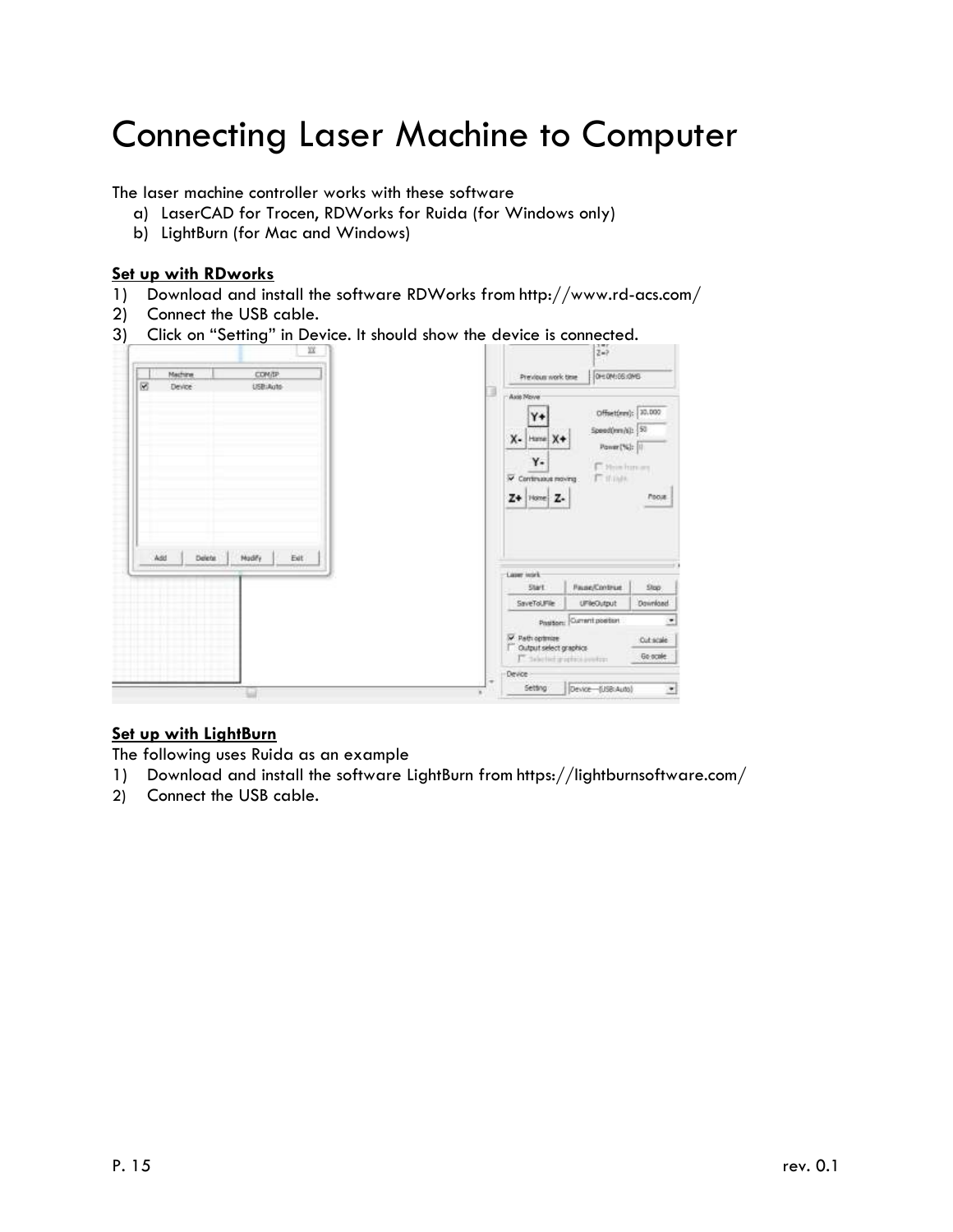# Connecting Laser Machine to Computer

The laser machine controller works with these software

a) LaserCAD for Trocen, RDWorks for Ruida (for Windows only)
b) LightBurn (for Mac and Windows)

**Set up with RDworks**

1) Download and install the software RDWorks from http://www.rd-acs.com/
2) Connect the USB cable.
3) Click on "Setting" in Device. It should show the device is connected.

**Set up with LightBurn**

The following uses Ruida as an example

1) Download and install the software LightBurn from https://lightburnsoftware.com/
2) Connect the USB cable.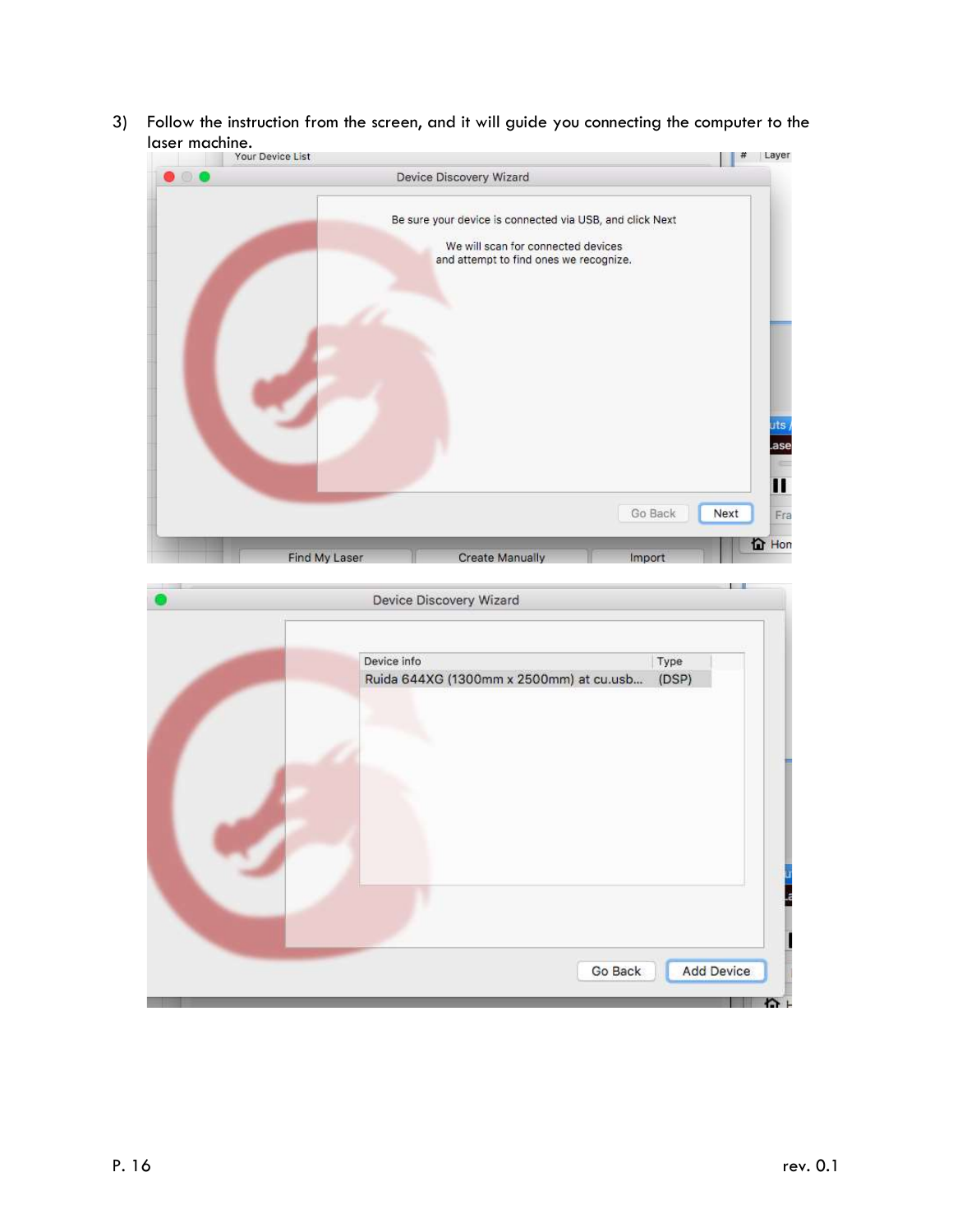3) Follow the instruction from the screen, and it will guide you connecting the computer to the laser machine.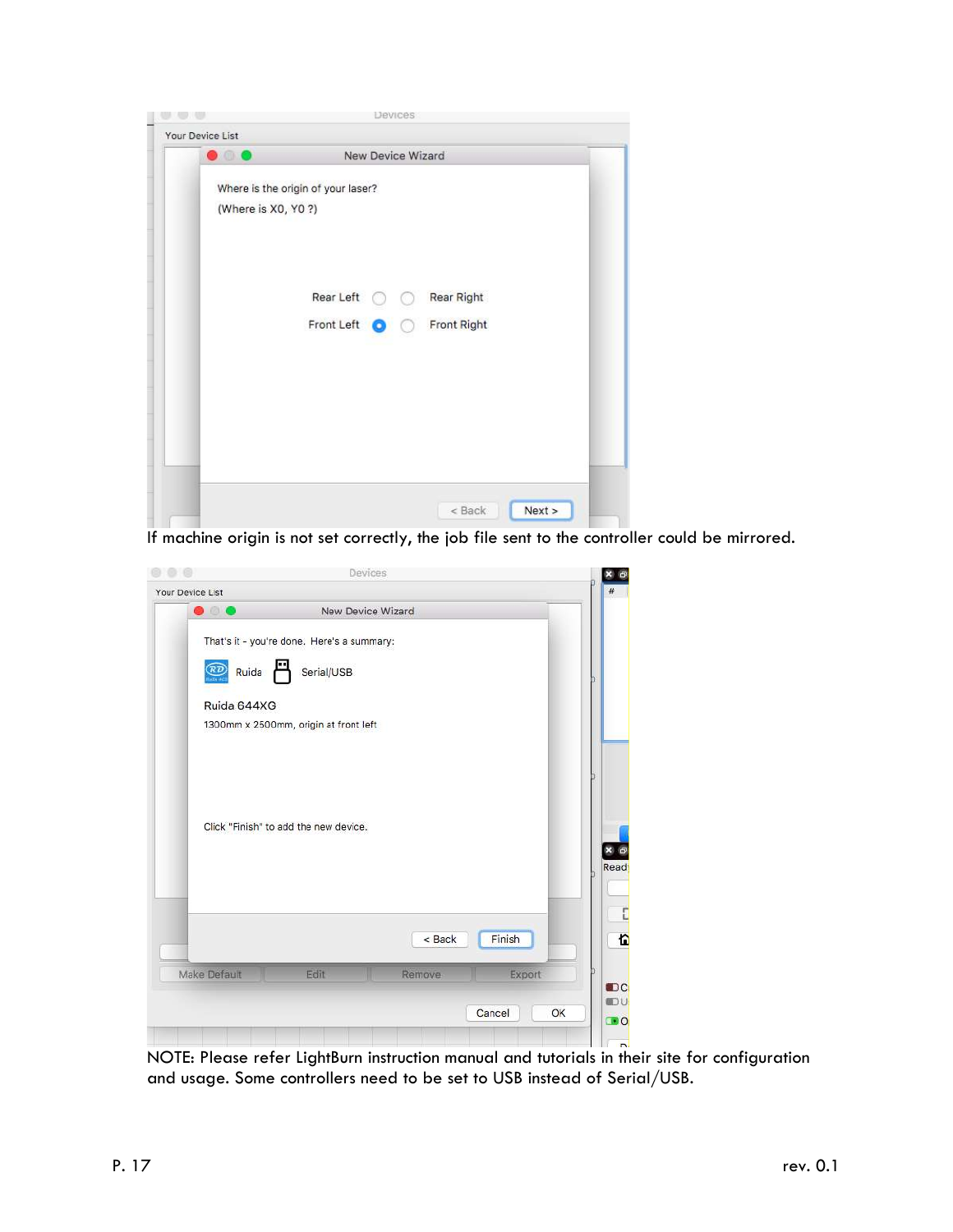If machine origin is not set correctly, the job file sent to the controller could be mirrored.

NOTE: Please refer LightBurn instruction manual and tutorials in their site for configuration and usage. Some controllers need to be set to USB instead of Serial/USB.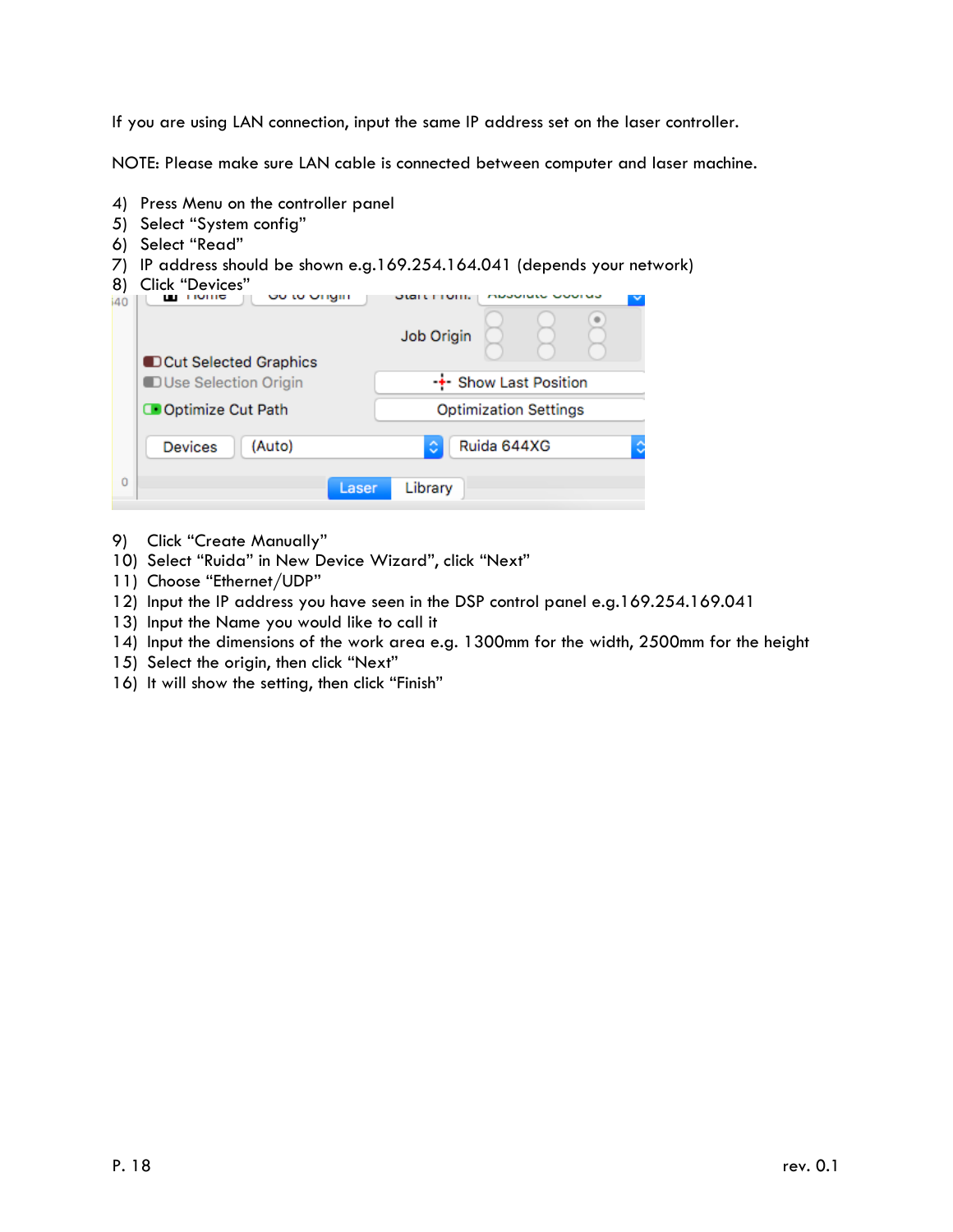If you are using LAN connection, input the same IP address set on the laser controller.

NOTE: Please make sure LAN cable is connected between computer and laser machine.

4) Press Menu on the controller panel
5) Select “System config”
6) Select “Read”
7) IP address should be shown e.g.169.254.164.041 (depends your network)
8) Click “Devices”

9) Click “Create Manually”
10) Select “Ruida” in New Device Wizard”, click “Next”
11) Choose “Ethernet/UDP”
12) Input the IP address you have seen in the DSP control panel e.g.169.254.169.041
13) Input the Name you would like to call it
14) Input the dimensions of the work area e.g. 1300mm for the width, 2500mm for the height
15) Select the origin, then click “Next”
16) It will show the setting, then click “Finish”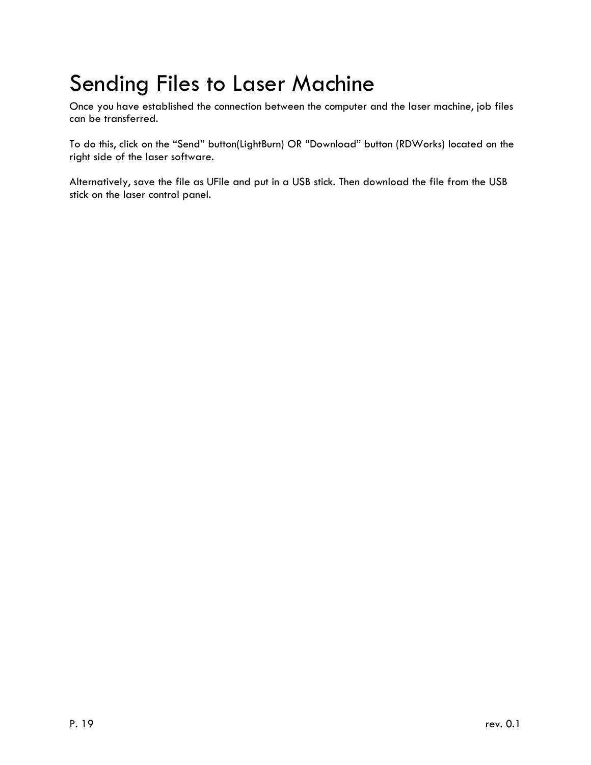# Sending Files to Laser Machine

Once you have established the connection between the computer and the laser machine, job files can be transferred.

To do this, click on the "Send" button(LightBurn) OR "Download" button (RDWorks) located on the right side of the laser software.

Alternatively, save the file as UFile and put in a USB stick. Then download the file from the USB stick on the laser control panel.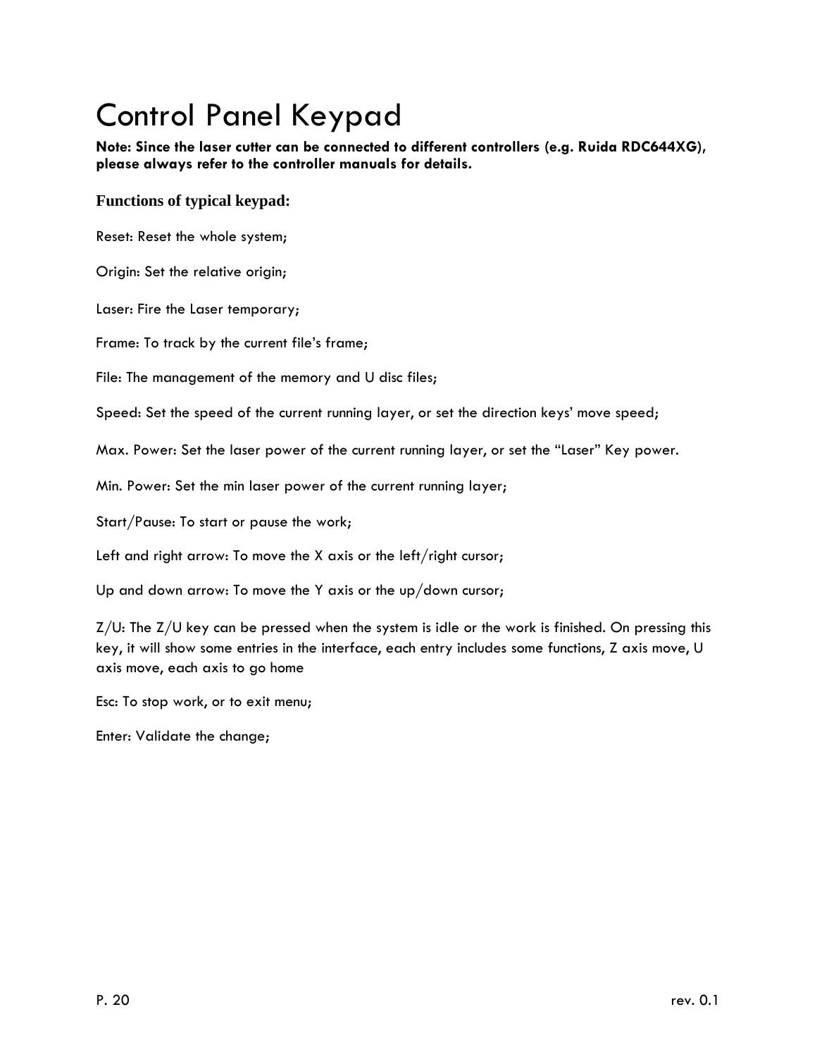# Control Panel Keypad

**Note: Since the laser cutter can be connected to different controllers (e.g. Ruida RDC644XG), please always refer to the controller manuals for details.**

### Functions of typical keypad:

Reset: Reset the whole system;

Origin: Set the relative origin;

Laser: Fire the Laser temporary;

Frame: To track by the current file's frame;

File: The management of the memory and U disc files;

Speed: Set the speed of the current running layer, or set the direction keys' move speed;

Max. Power: Set the laser power of the current running layer, or set the "Laser" Key power.

Min. Power: Set the min laser power of the current running layer;

Start/Pause: To start or pause the work;

Left and right arrow: To move the X axis or the left/right cursor;

Up and down arrow: To move the Y axis or the up/down cursor;

Z/U: The Z/U key can be pressed when the system is idle or the work is finished. On pressing this key, it will show some entries in the interface, each entry includes some functions, Z axis move, U axis move, each axis to go home

Esc: To stop work, or to exit menu;

Enter: Validate the change;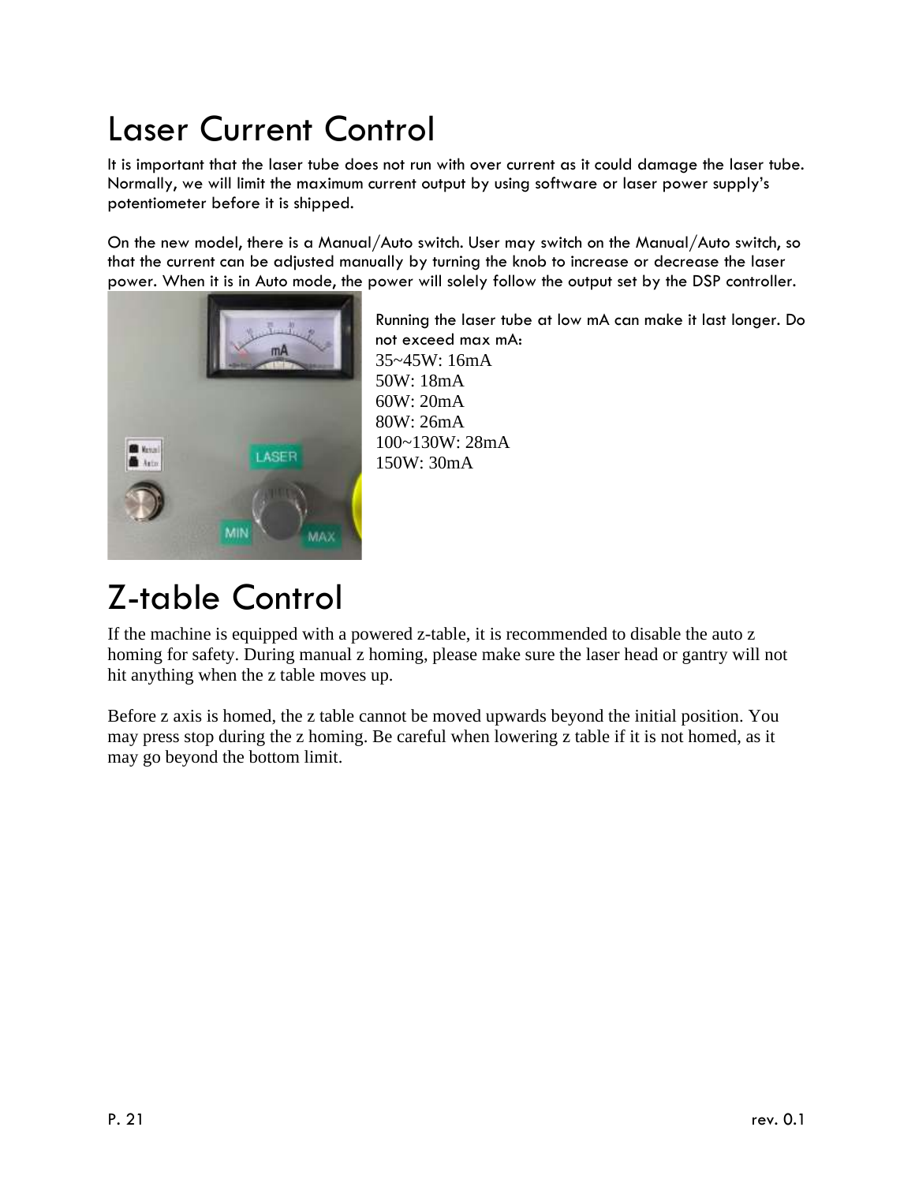# Laser Current Control

It is important that the laser tube does not run with over current as it could damage the laser tube. Normally, we will limit the maximum current output by using software or laser power supply's potentiometer before it is shipped.

On the new model, there is a Manual/Auto switch. User may switch on the Manual/Auto switch, so that the current can be adjusted manually by turning the knob to increase or decrease the laser power. When it is in Auto mode, the power will solely follow the output set by the DSP controller.

Running the laser tube at low mA can make it last longer. Do not exceed max mA:

35~45W: 16mA
50W: 18mA
60W: 20mA
80W: 26mA
100~130W: 28mA
150W: 30mA

# Z-table Control

If the machine is equipped with a powered z-table, it is recommended to disable the auto z homing for safety. During manual z homing, please make sure the laser head or gantry will not hit anything when the z table moves up.

Before z axis is homed, the z table cannot be moved upwards beyond the initial position. You may press stop during the z homing. Be careful when lowering z table if it is not homed, as it may go beyond the bottom limit.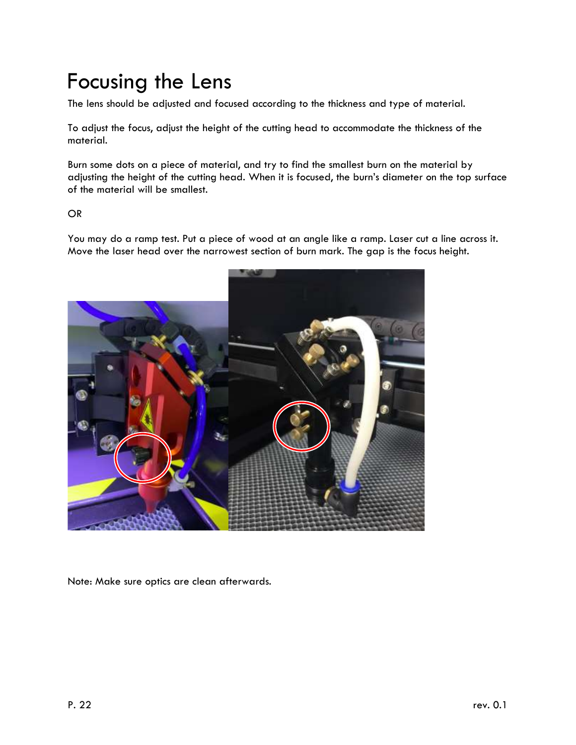# Focusing the Lens

The lens should be adjusted and focused according to the thickness and type of material.

To adjust the focus, adjust the height of the cutting head to accommodate the thickness of the material.

Burn some dots on a piece of material, and try to find the smallest burn on the material by adjusting the height of the cutting head. When it is focused, the burn's diameter on the top surface of the material will be smallest.

OR

You may do a ramp test. Put a piece of wood at an angle like a ramp. Laser cut a line across it. Move the laser head over the narrowest section of burn mark. The gap is the focus height.

Note: Make sure optics are clean afterwards.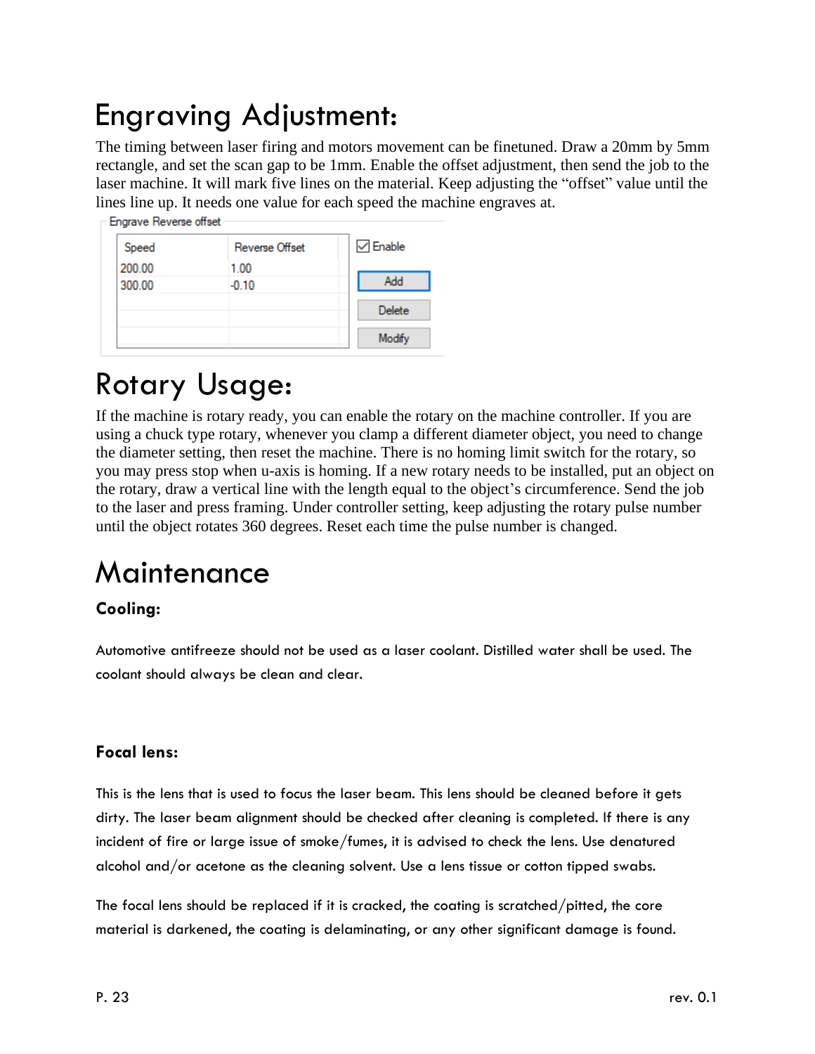# Engraving Adjustment:

The timing between laser firing and motors movement can be finetuned. Draw a 20mm by 5mm rectangle, and set the scan gap to be 1mm. Enable the offset adjustment, then send the job to the laser machine. It will mark five lines on the material. Keep adjusting the "offset" value until the lines line up. It needs one value for each speed the machine engraves at.

Engrave Reverse offset

| Speed | Reverse Offset |
|---|---|
| 200.00 | 1.00 |
| 300.00 | -0.10 |

☑ Enable

Add

Delete

Modify

# Rotary Usage:

If the machine is rotary ready, you can enable the rotary on the machine controller. If you are using a chuck type rotary, whenever you clamp a different diameter object, you need to change the diameter setting, then reset the machine. There is no homing limit switch for the rotary, so you may press stop when u-axis is homing. If a new rotary needs to be installed, put an object on the rotary, draw a vertical line with the length equal to the object's circumference. Send the job to the laser and press framing. Under controller setting, keep adjusting the rotary pulse number until the object rotates 360 degrees. Reset each time the pulse number is changed.

# Maintenance

### Cooling:

Automotive antifreeze should not be used as a laser coolant. Distilled water shall be used. The coolant should always be clean and clear.

### Focal lens:

This is the lens that is used to focus the laser beam. This lens should be cleaned before it gets dirty. The laser beam alignment should be checked after cleaning is completed. If there is any incident of fire or large issue of smoke/fumes, it is advised to check the lens. Use denatured alcohol and/or acetone as the cleaning solvent. Use a lens tissue or cotton tipped swabs.

The focal lens should be replaced if it is cracked, the coating is scratched/pitted, the core material is darkened, the coating is delaminating, or any other significant damage is found.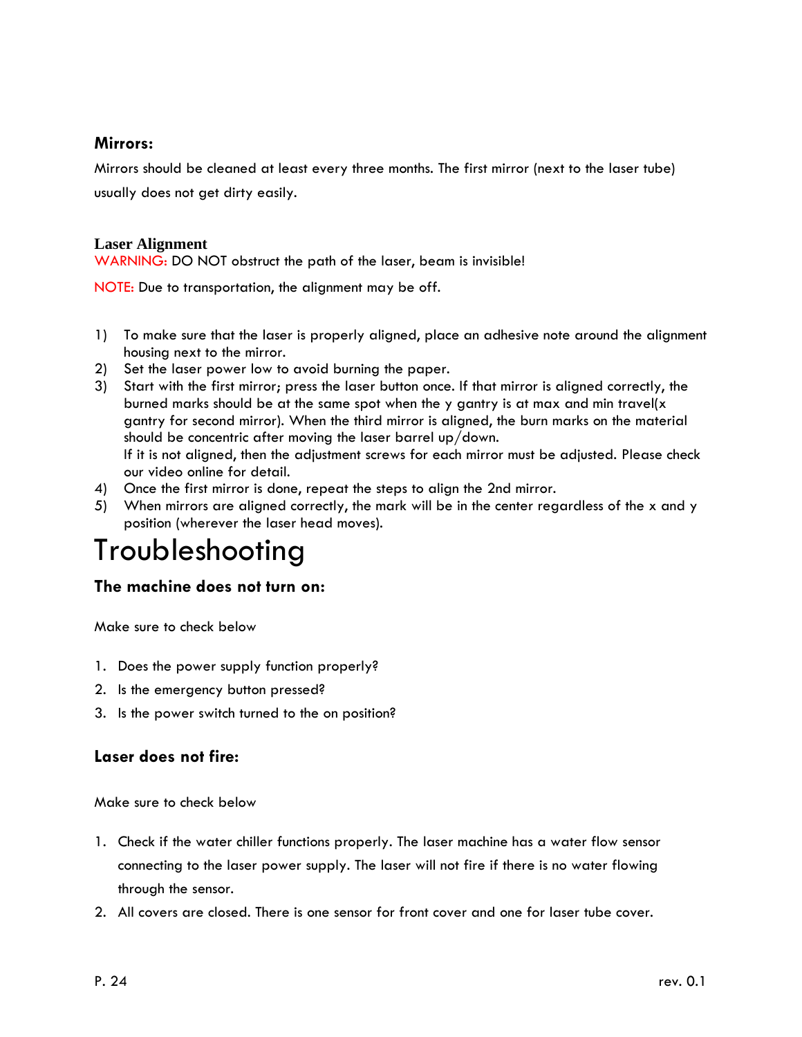### Mirrors:

Mirrors should be cleaned at least every three months. The first mirror (next to the laser tube) usually does not get dirty easily.

### Laser Alignment

WARNING: DO NOT obstruct the path of the laser, beam is invisible!

NOTE: Due to transportation, the alignment may be off.

1) To make sure that the laser is properly aligned, place an adhesive note around the alignment housing next to the mirror.
2) Set the laser power low to avoid burning the paper.
3) Start with the first mirror; press the laser button once. If that mirror is aligned correctly, the burned marks should be at the same spot when the y gantry is at max and min travel(x gantry for second mirror). When the third mirror is aligned, the burn marks on the material should be concentric after moving the laser barrel up/down.
   If it is not aligned, then the adjustment screws for each mirror must be adjusted. Please check our video online for detail.
4) Once the first mirror is done, repeat the steps to align the 2nd mirror.
5) When mirrors are aligned correctly, the mark will be in the center regardless of the x and y position (wherever the laser head moves).

# Troubleshooting

### The machine does not turn on:

Make sure to check below

1. Does the power supply function properly?
2. Is the emergency button pressed?
3. Is the power switch turned to the on position?

### Laser does not fire:

Make sure to check below

1. Check if the water chiller functions properly. The laser machine has a water flow sensor connecting to the laser power supply. The laser will not fire if there is no water flowing through the sensor.
2. All covers are closed. There is one sensor for front cover and one for laser tube cover.